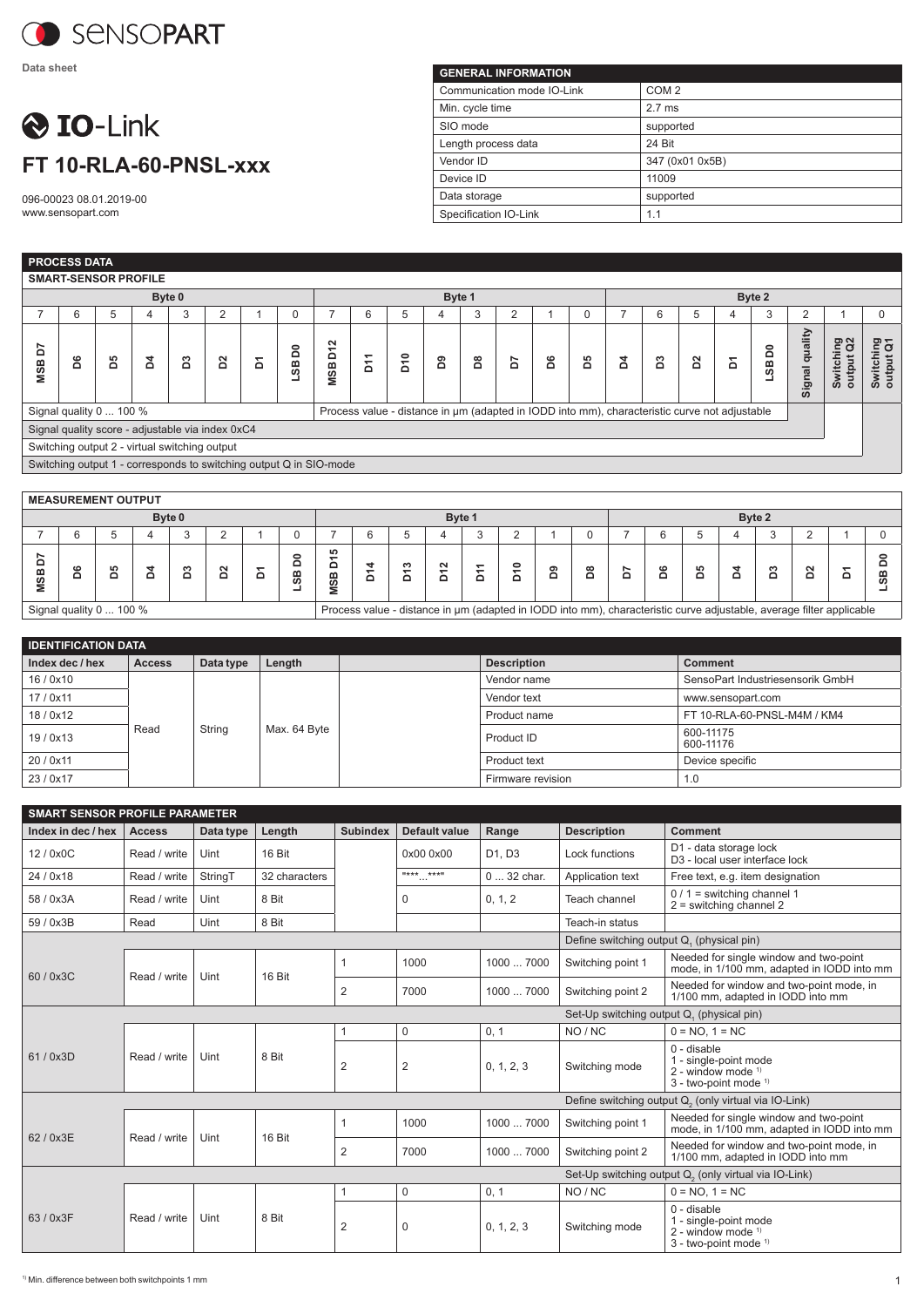**Data sheet**

# IO-Link

# FT 10-RLA-60-PNSL-xxx

096-00023 08.01.2019-00
www.sensopart.com

| GENERAL INFORMATION | |
|---|---|
| Communication mode IO-Link | COM 2 |
| Min. cycle time | 2.7 ms |
| SIO mode | supported |
| Length process data | 24 Bit |
| Vendor ID | 347 (0x01 0x5B) |
| Device ID | 11009 |
| Data storage | supported |
| Specification IO-Link | 1.1 |

## PROCESS DATA

### SMART-SENSOR PROFILE

| Byte 0 | | | | | | | | Byte 1 | | | | | | | | Byte 2 | | | | | | | |
|---|---|---|---|---|---|---|---|---|---|---|---|---|---|---|---|---|---|---|---|---|---|---|---|
| 7 | 6 | 5 | 4 | 3 | 2 | 1 | 0 | 7 | 6 | 5 | 4 | 3 | 2 | 1 | 0 | 7 | 6 | 5 | 4 | 3 | 2 | 1 | 0 |
| MSB D7 | D6 | D5 | D4 | D3 | D2 | D1 | LSB D0 | MSB D12 | D11 | D10 | D9 | D8 | D7 | D6 | D5 | D4 | D3 | D2 | D1 | LSB D0 | Signal quality | Switching output Q2 | Switching output Q1 |
| Signal quality 0 ... 100 % | | | | | | | | Process value - distance in µm (adapted in IODD into mm), characteristic curve not adjustable | | | | | | | | | | | | | | | |

- Signal quality score - adjustable via index 0xC4
- Switching output 2 - virtual switching output
- Switching output 1 - corresponds to switching output Q in SIO-mode

### MEASUREMENT OUTPUT

| Byte 0 | | | | | | | | Byte 1 | | | | | | | | Byte 2 | | | | | | | |
|---|---|---|---|---|---|---|---|---|---|---|---|---|---|---|---|---|---|---|---|---|---|---|---|
| 7 | 6 | 5 | 4 | 3 | 2 | 1 | 0 | 7 | 6 | 5 | 4 | 3 | 2 | 1 | 0 | 7 | 6 | 5 | 4 | 3 | 2 | 1 | 0 |
| MSB D7 | D6 | D5 | D4 | D3 | D2 | D1 | LSB D0 | MSB D15 | D14 | D13 | D12 | D11 | D10 | D9 | D8 | D7 | D6 | D5 | D4 | D3 | D2 | D1 | LSB D0 |
| Signal quality 0 ... 100 % | | | | | | | | Process value - distance in µm (adapted in IODD into mm), characteristic curve adjustable, average filter applicable | | | | | | | | | | | | | | | |

## IDENTIFICATION DATA

| Index dec / hex | Access | Data type | Length | | Description | Comment |
|---|---|---|---|---|---|---|
| 16 / 0x10 | Read | String | Max. 64 Byte | | Vendor name | SensoPart Industriesensorik GmbH |
| 17 / 0x11 | | | | | Vendor text | www.sensopart.com |
| 18 / 0x12 | | | | | Product name | FT 10-RLA-60-PNSL-M4M / KM4 |
| 19 / 0x13 | | | | | Product ID | 600-11175<br>600-11176 |
| 20 / 0x11 | | | | | Product text | Device specific |
| 23 / 0x17 | | | | | Firmware revision | 1.0 |

## SMART SENSOR PROFILE PARAMETER

| Index in dec / hex | Access | Data type | Length | Subindex | Default value | Range | Description | Comment |
|---|---|---|---|---|---|---|---|---|
| 12 / 0x0C | Read / write | Uint | 16 Bit | | 0x00 0x00 | D1, D3 | Lock functions | D1 - data storage lock<br>D3 - local user interface lock |
| 24 / 0x18 | Read / write | StringT | 32 characters | | "***...***" | 0 ... 32 char. | Application text | Free text, e.g. item designation |
| 58 / 0x3A | Read / write | Uint | 8 Bit | | 0 | 0, 1, 2 | Teach channel | 0 / 1 = switching channel 1<br>2 = switching channel 2 |
| 59 / 0x3B | Read | Uint | 8 Bit | | | | Teach-in status | |
| | | | | | | | Define switching output $Q_1$ (physical pin) | |
| 60 / 0x3C | Read / write | Uint | 16 Bit | 1 | 1000 | 1000 ... 7000 | Switching point 1 | Needed for single window and two-point mode, in 1/100 mm, adapted in IODD into mm |
| | | | | 2 | 7000 | 1000 ... 7000 | Switching point 2 | Needed for window and two-point mode, in 1/100 mm, adapted in IODD into mm |
| | | | | | | | Set-Up switching output $Q_1$ (physical pin) | |
| 61 / 0x3D | Read / write | Uint | 8 Bit | 1 | 0 | 0, 1 | NO / NC | 0 = NO, 1 = NC |
| | | | | 2 | 2 | 0, 1, 2, 3 | Switching mode | 0 - disable<br>1 - single-point mode<br>2 - window mode [1]<br>3 - two-point mode [1] |
| | | | | | | | Define switching output $Q_2$ (only virtual via IO-Link) | |
| 62 / 0x3E | Read / write | Uint | 16 Bit | 1 | 1000 | 1000 ... 7000 | Switching point 1 | Needed for single window and two-point mode, in 1/100 mm, adapted in IODD into mm |
| | | | | 2 | 7000 | 1000 ... 7000 | Switching point 2 | Needed for window and two-point mode, in 1/100 mm, adapted in IODD into mm |
| | | | | | | | Set-Up switching output $Q_2$ (only virtual via IO-Link) | |
| 63 / 0x3F | Read / write | Uint | 8 Bit | 1 | 0 | 0, 1 | NO / NC | 0 = NO, 1 = NC |
| | | | | 2 | 0 | 0, 1, 2, 3 | Switching mode | 0 - disable<br>1 - single-point mode<br>2 - window mode [1]<br>3 - two-point mode [1] |

[1] Min. difference between both switchpoints 1 mm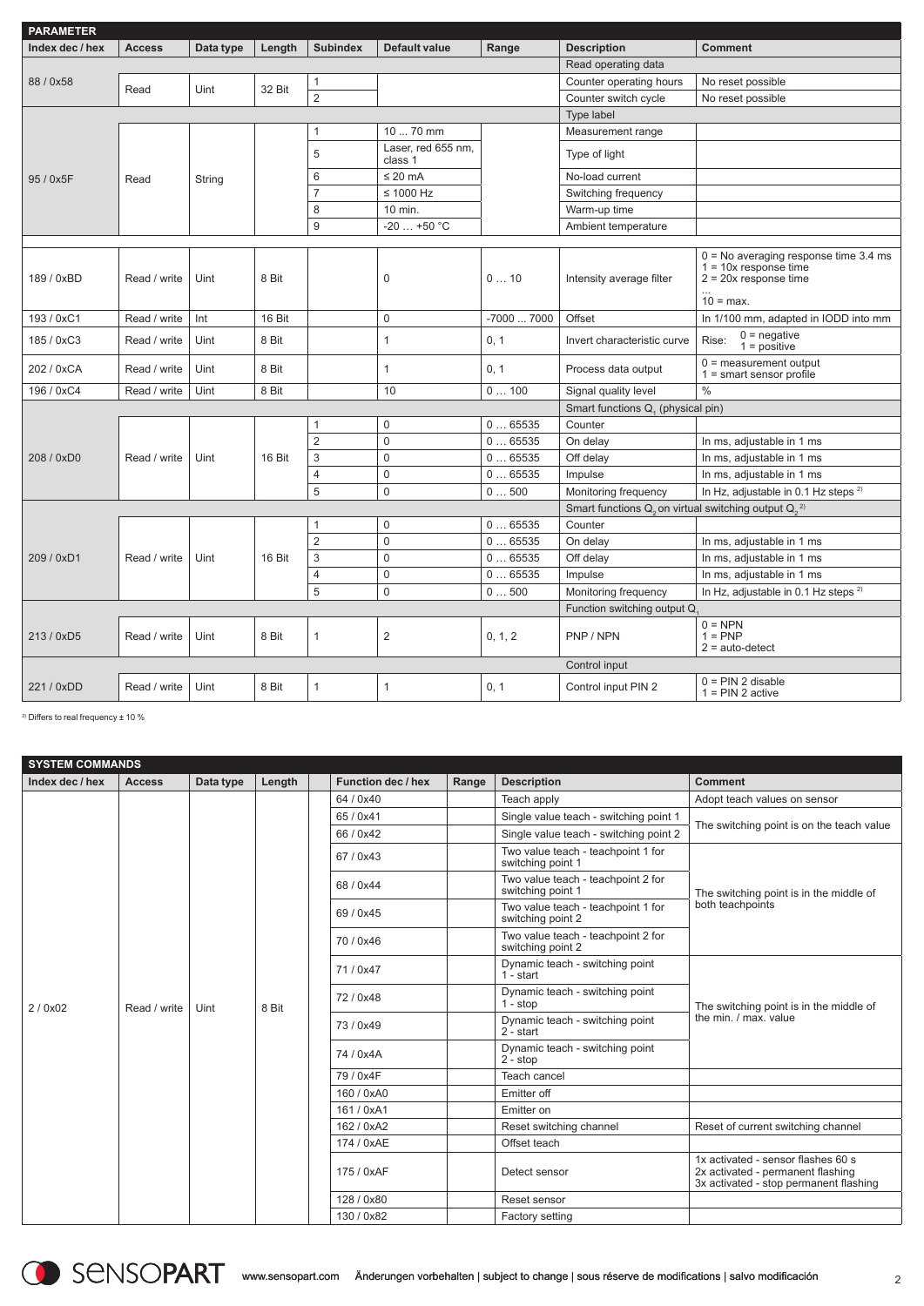## PARAMETER

| Index dec / hex | Access | Data type | Length | Subindex | Default value | Range | Description | Comment |
|---|---|---|---|---|---|---|---|---|
| | | | | | | | Read operating data | |
| 88 / 0x58 | Read | Uint | 32 Bit | 1 | | | Counter operating hours | No reset possible |
| | | | | 2 | | | Counter switch cycle | No reset possible |
| | | | | | | | Type label | |
| 95 / 0x5F | Read | String | | 1 | 10 ... 70 mm | | Measurement range | |
| | | | | 5 | Laser, red 655 nm, class 1 | | Type of light | |
| | | | | 6 | ≤ 20 mA | | No-load current | |
| | | | | 7 | ≤ 1000 Hz | | Switching frequency | |
| | | | | 8 | 10 min. | | Warm-up time | |
| | | | | 9 | -20 … +50 °C | | Ambient temperature | |
| 189 / 0xBD | Read / write | Uint | 8 Bit | | 0 | 0 … 10 | Intensity average filter | 0 = No averaging response time 3.4 ms<br>1 = 10x response time<br>2 = 20x response time<br>…<br>10 = max. |
| 193 / 0xC1 | Read / write | Int | 16 Bit | | 0 | -7000 … 7000 | Offset | In 1/100 mm, adapted in IODD into mm |
| 185 / 0xC3 | Read / write | Uint | 8 Bit | | 1 | 0, 1 | Invert characteristic curve | Rise: 0 = negative<br>1 = positive |
| 202 / 0xCA | Read / write | Uint | 8 Bit | | 1 | 0, 1 | Process data output | 0 = measurement output<br>1 = smart sensor profile |
| 196 / 0xC4 | Read / write | Uint | 8 Bit | | 10 | 0 … 100 | Signal quality level | % |
| | | | | | | | Smart functions $Q_1$ (physical pin) | |
| 208 / 0xD0 | Read / write | Uint | 16 Bit | 1 | 0 | 0 … 65535 | Counter | |
| | | | | 2 | 0 | 0 … 65535 | On delay | In ms, adjustable in 1 ms |
| | | | | 3 | 0 | 0 … 65535 | Off delay | In ms, adjustable in 1 ms |
| | | | | 4 | 0 | 0 … 65535 | Impulse | In ms, adjustable in 1 ms |
| | | | | 5 | 0 | 0 … 500 | Monitoring frequency | In Hz, adjustable in 0.1 Hz steps [2)] |
| | | | | | | | Smart functions $Q_2$ on virtual switching output $Q_2$ [2)] | |
| 209 / 0xD1 | Read / write | Uint | 16 Bit | 1 | 0 | 0 … 65535 | Counter | |
| | | | | 2 | 0 | 0 … 65535 | On delay | In ms, adjustable in 1 ms |
| | | | | 3 | 0 | 0 … 65535 | Off delay | In ms, adjustable in 1 ms |
| | | | | 4 | 0 | 0 … 65535 | Impulse | In ms, adjustable in 1 ms |
| | | | | 5 | 0 | 0 … 500 | Monitoring frequency | In Hz, adjustable in 0.1 Hz steps [2)] |
| | | | | | | | Function switching output $Q_1$ | |
| 213 / 0xD5 | Read / write | Uint | 8 Bit | 1 | 2 | 0, 1, 2 | PNP / NPN | 0 = NPN<br>1 = PNP<br>2 = auto-detect |
| | | | | | | | Control input | |
| 221 / 0xDD | Read / write | Uint | 8 Bit | 1 | 1 | 0, 1 | Control input PIN 2 | 0 = PIN 2 disable<br>1 = PIN 2 active |

[2)] Differs to real frequency ± 10 %

## SYSTEM COMMANDS

| Index dec / hex | Access | Data type | Length | | Function dec / hex | Range | Description | Comment |
|---|---|---|---|---|---|---|---|---|
| 2 / 0x02 | Read / write | Uint | 8 Bit | | 64 / 0x40 | | Teach apply | Adopt teach values on sensor |
| | | | | | 65 / 0x41 | | Single value teach - switching point 1 | The switching point is on the teach value |
| | | | | | 66 / 0x42 | | Single value teach - switching point 2 | |
| | | | | | 67 / 0x43 | | Two value teach - teachpoint 1 for switching point 1 | The switching point is in the middle of both teachpoints |
| | | | | | 68 / 0x44 | | Two value teach - teachpoint 2 for switching point 1 | |
| | | | | | 69 / 0x45 | | Two value teach - teachpoint 1 for switching point 2 | |
| | | | | | 70 / 0x46 | | Two value teach - teachpoint 2 for switching point 2 | |
| | | | | | 71 / 0x47 | | Dynamic teach - switching point 1 - start | The switching point is in the middle of the min. / max. value |
| | | | | | 72 / 0x48 | | Dynamic teach - switching point 1 - stop | |
| | | | | | 73 / 0x49 | | Dynamic teach - switching point 2 - start | |
| | | | | | 74 / 0x4A | | Dynamic teach - switching point 2 - stop | |
| | | | | | 79 / 0x4F | | Teach cancel | |
| | | | | | 160 / 0xA0 | | Emitter off | |
| | | | | | 161 / 0xA1 | | Emitter on | |
| | | | | | 162 / 0xA2 | | Reset switching channel | Reset of current switching channel |
| | | | | | 174 / 0xAE | | Offset teach | |
| | | | | | 175 / 0xAF | | Detect sensor | 1x activated - sensor flashes 60 s<br>2x activated - permanent flashing<br>3x activated - stop permanent flashing |
| | | | | | 128 / 0x80 | | Reset sensor | |
| | | | | | 130 / 0x82 | | Factory setting | |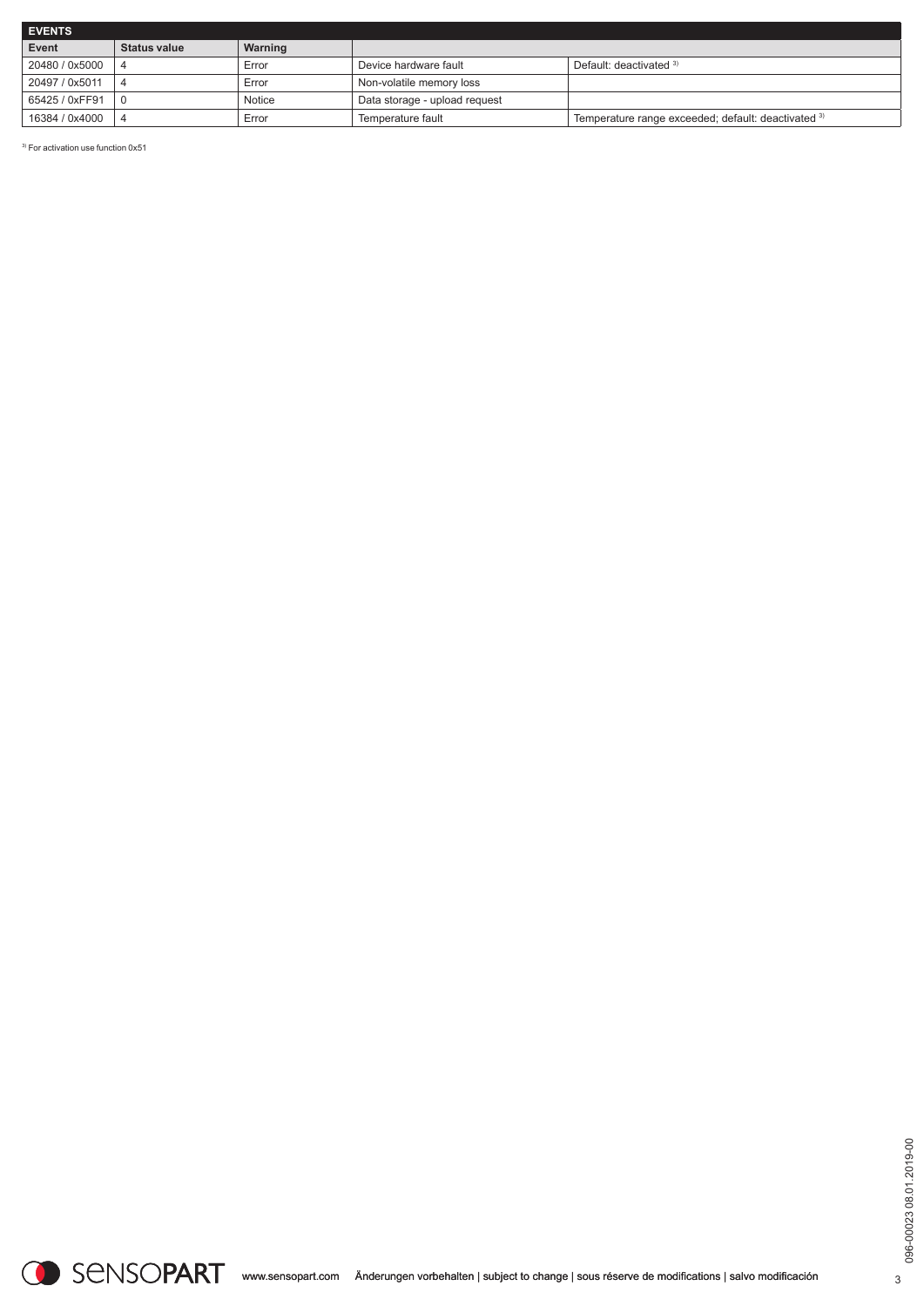## EVENTS

| Event | Status value | Warning | | |
|---|---|---|---|---|
| 20480 / 0x5000 | 4 | Error | Device hardware fault | Default: deactivated [3] |
| 20497 / 0x5011 | 4 | Error | Non-volatile memory loss | |
| 65425 / 0xFF91 | 0 | Notice | Data storage - upload request | |
| 16384 / 0x4000 | 4 | Error | Temperature fault | Temperature range exceeded; default: deactivated [3] |

[3] For activation use function 0x51

www.sensopart.com Änderungen vorbehalten | subject to change | sous réserve de modifications | salvo modificación

096-00023 08.01.2019-00